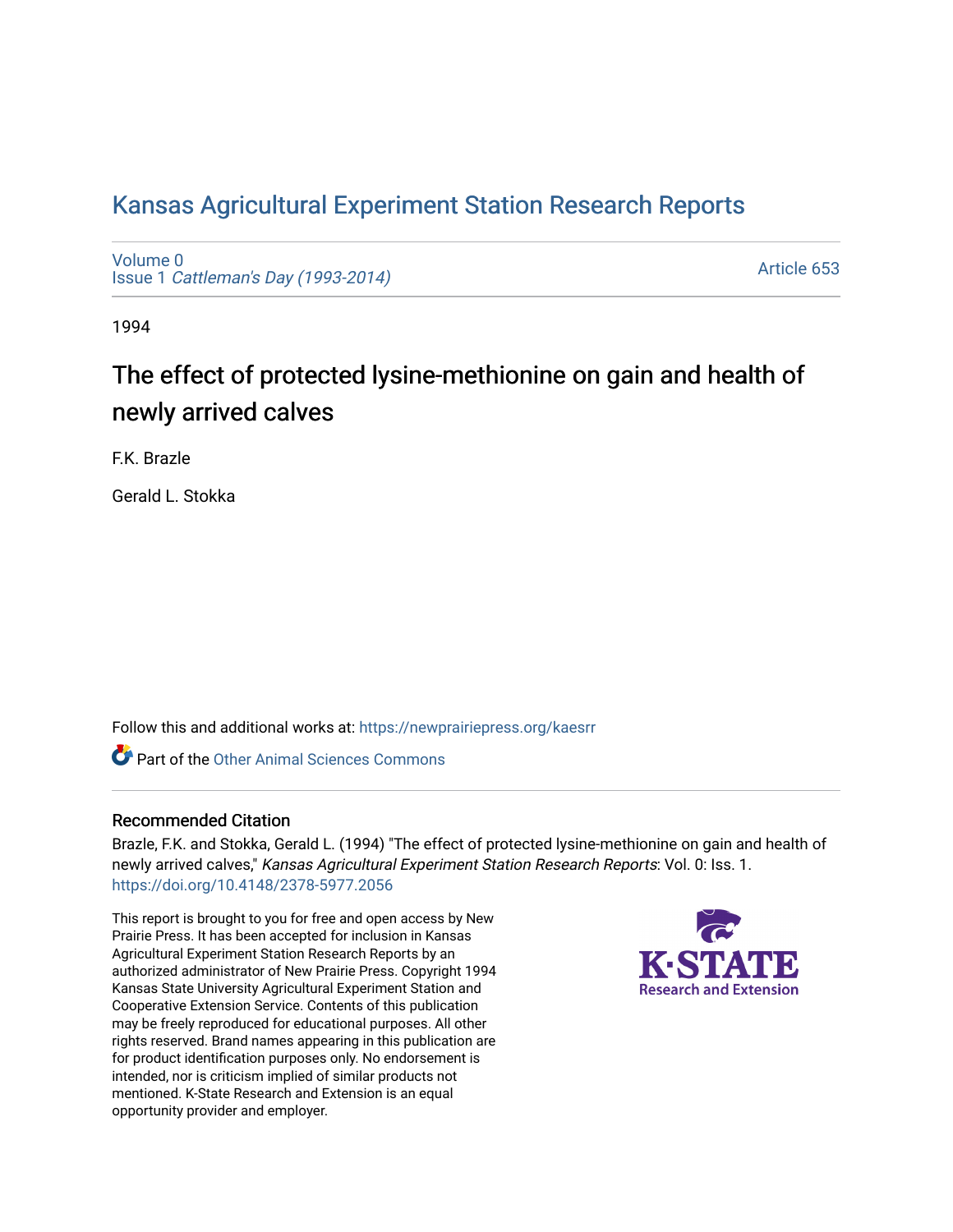# Kansas Agricultural Experiment Station Research Reports

Volume 0
Issue 1 *Cattleman's Day (1993-2014)*

Article 653

1994

## The effect of protected lysine-methionine on gain and health of newly arrived calves

F.K. Brazle

Gerald L. Stokka

Follow this and additional works at: https://newprairiepress.org/kaesrr

Part of the Other Animal Sciences Commons

### Recommended Citation

Brazle, F.K. and Stokka, Gerald L. (1994) "The effect of protected lysine-methionine on gain and health of newly arrived calves," *Kansas Agricultural Experiment Station Research Reports*: Vol. 0: Iss. 1. https://doi.org/10.4148/2378-5977.2056

This report is brought to you for free and open access by New Prairie Press. It has been accepted for inclusion in Kansas Agricultural Experiment Station Research Reports by an authorized administrator of New Prairie Press. Copyright 1994 Kansas State University Agricultural Experiment Station and Cooperative Extension Service. Contents of this publication may be freely reproduced for educational purposes. All other rights reserved. Brand names appearing in this publication are for product identification purposes only. No endorsement is intended, nor is criticism implied of similar products not mentioned. K-State Research and Extension is an equal opportunity provider and employer.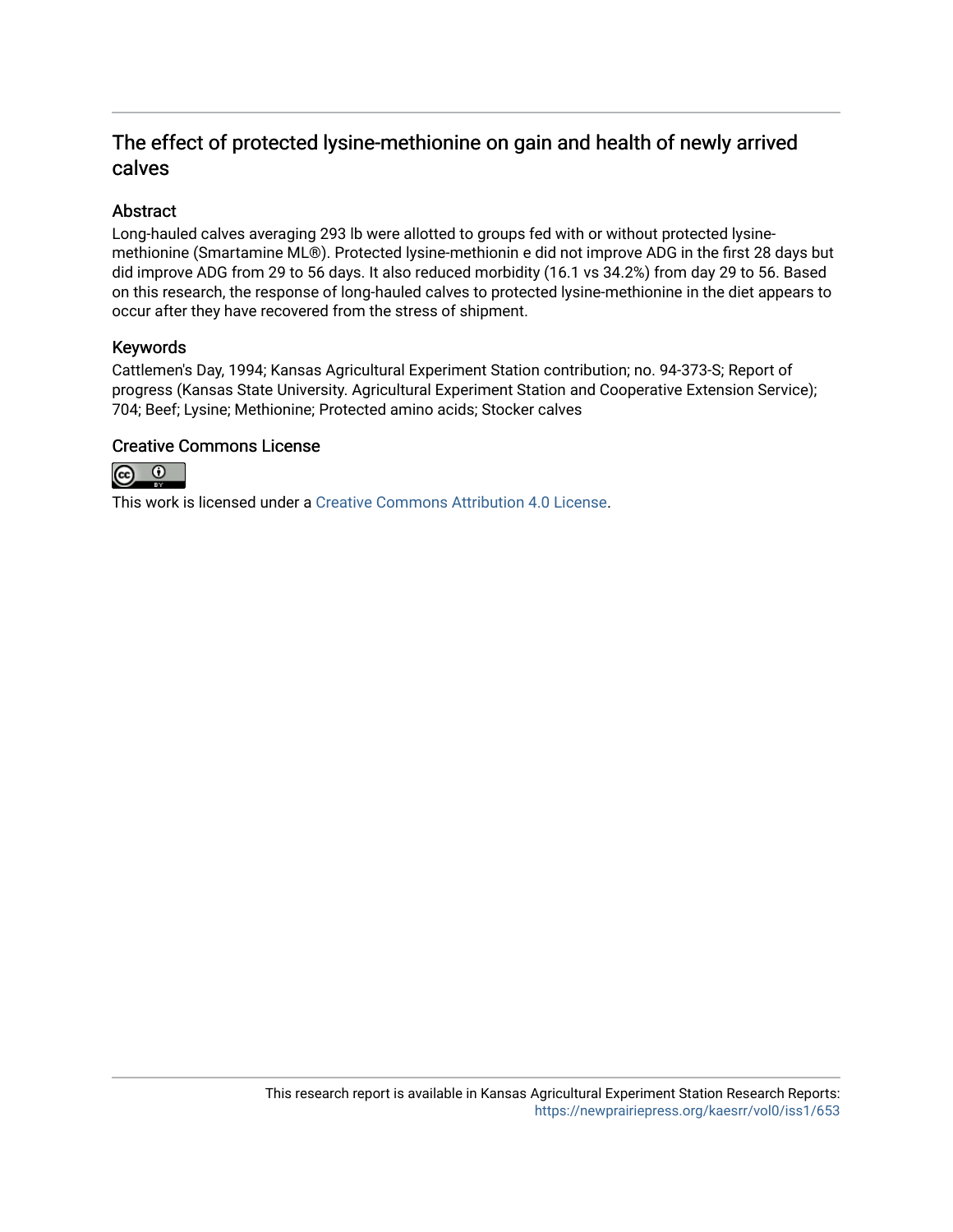# The effect of protected lysine-methionine on gain and health of newly arrived calves

## Abstract

Long-hauled calves averaging 293 lb were allotted to groups fed with or without protected lysine-methionine (Smartamine ML®). Protected lysine-methionin e did not improve ADG in the first 28 days but did improve ADG from 29 to 56 days. It also reduced morbidity (16.1 vs 34.2%) from day 29 to 56. Based on this research, the response of long-hauled calves to protected lysine-methionine in the diet appears to occur after they have recovered from the stress of shipment.

## Keywords

Cattlemen's Day, 1994; Kansas Agricultural Experiment Station contribution; no. 94-373-S; Report of progress (Kansas State University. Agricultural Experiment Station and Cooperative Extension Service); 704; Beef; Lysine; Methionine; Protected amino acids; Stocker calves

## Creative Commons License

This work is licensed under a Creative Commons Attribution 4.0 License.

This research report is available in Kansas Agricultural Experiment Station Research Reports: https://newprairiepress.org/kaesrr/vol0/iss1/653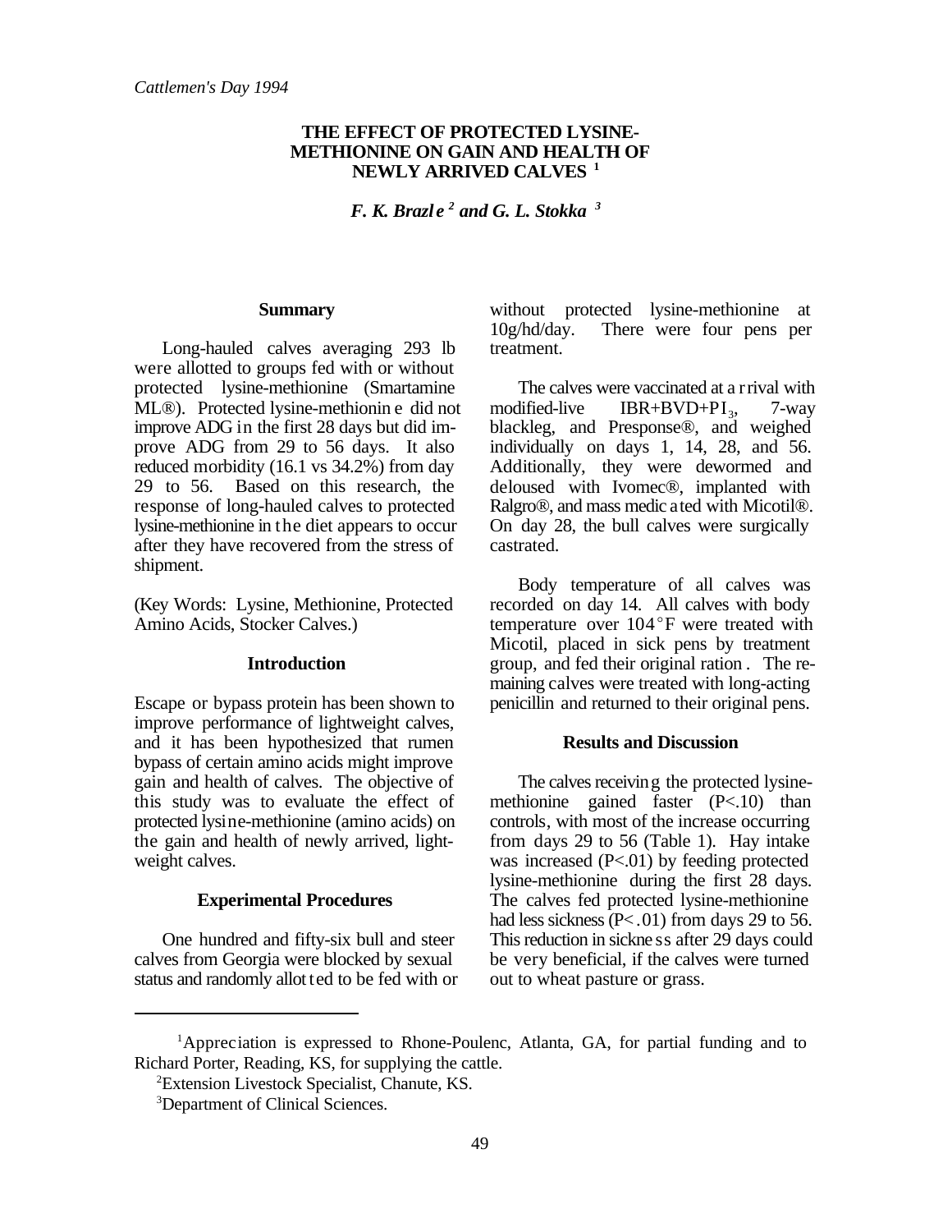# THE EFFECT OF PROTECTED LYSINE-METHIONINE ON GAIN AND HEALTH OF NEWLY ARRIVED CALVES [1]

***F. K. Brazle [2] and G. L. Stokka [3]***

## Summary

Long-hauled calves averaging 293 lb were allotted to groups fed with or without protected lysine-methionine (Smartamine ML®). Protected lysine-methionine did not improve ADG in the first 28 days but did improve ADG from 29 to 56 days. It also reduced morbidity (16.1 vs 34.2%) from day 29 to 56. Based on this research, the response of long-hauled calves to protected lysine-methionine in the diet appears to occur after they have recovered from the stress of shipment.

(Key Words: Lysine, Methionine, Protected Amino Acids, Stocker Calves.)

## Introduction

Escape or bypass protein has been shown to improve performance of lightweight calves, and it has been hypothesized that rumen bypass of certain amino acids might improve gain and health of calves. The objective of this study was to evaluate the effect of protected lysine-methionine (amino acids) on the gain and health of newly arrived, lightweight calves.

## Experimental Procedures

One hundred and fifty-six bull and steer calves from Georgia were blocked by sexual status and randomly allotted to be fed with or without protected lysine-methionine at 10g/hd/day. There were four pens per treatment.

The calves were vaccinated at arrival with modified-live IBR+BVD+$PI_3$, 7-way blackleg, and Presponse®, and weighed individually on days 1, 14, 28, and 56. Additionally, they were dewormed and deloused with Ivomec®, implanted with Ralgro®, and mass medicated with Micotil®. On day 28, the bull calves were surgically castrated.

Body temperature of all calves was recorded on day 14. All calves with body temperature over 104°F were treated with Micotil, placed in sick pens by treatment group, and fed their original ration. The remaining calves were treated with long-acting penicillin and returned to their original pens.

## Results and Discussion

The calves receiving the protected lysine-methionine gained faster ($P<.10$) than controls, with most of the increase occurring from days 29 to 56 (Table 1). Hay intake was increased ($P<.01$) by feeding protected lysine-methionine during the first 28 days. The calves fed protected lysine-methionine had less sickness ($P<.01$) from days 29 to 56. This reduction in sickness after 29 days could be very beneficial, if the calves were turned out to wheat pasture or grass.

---

[1] Appreciation is expressed to Rhone-Poulenc, Atlanta, GA, for partial funding and to Richard Porter, Reading, KS, for supplying the cattle.

[2] Extension Livestock Specialist, Chanute, KS.

[3] Department of Clinical Sciences.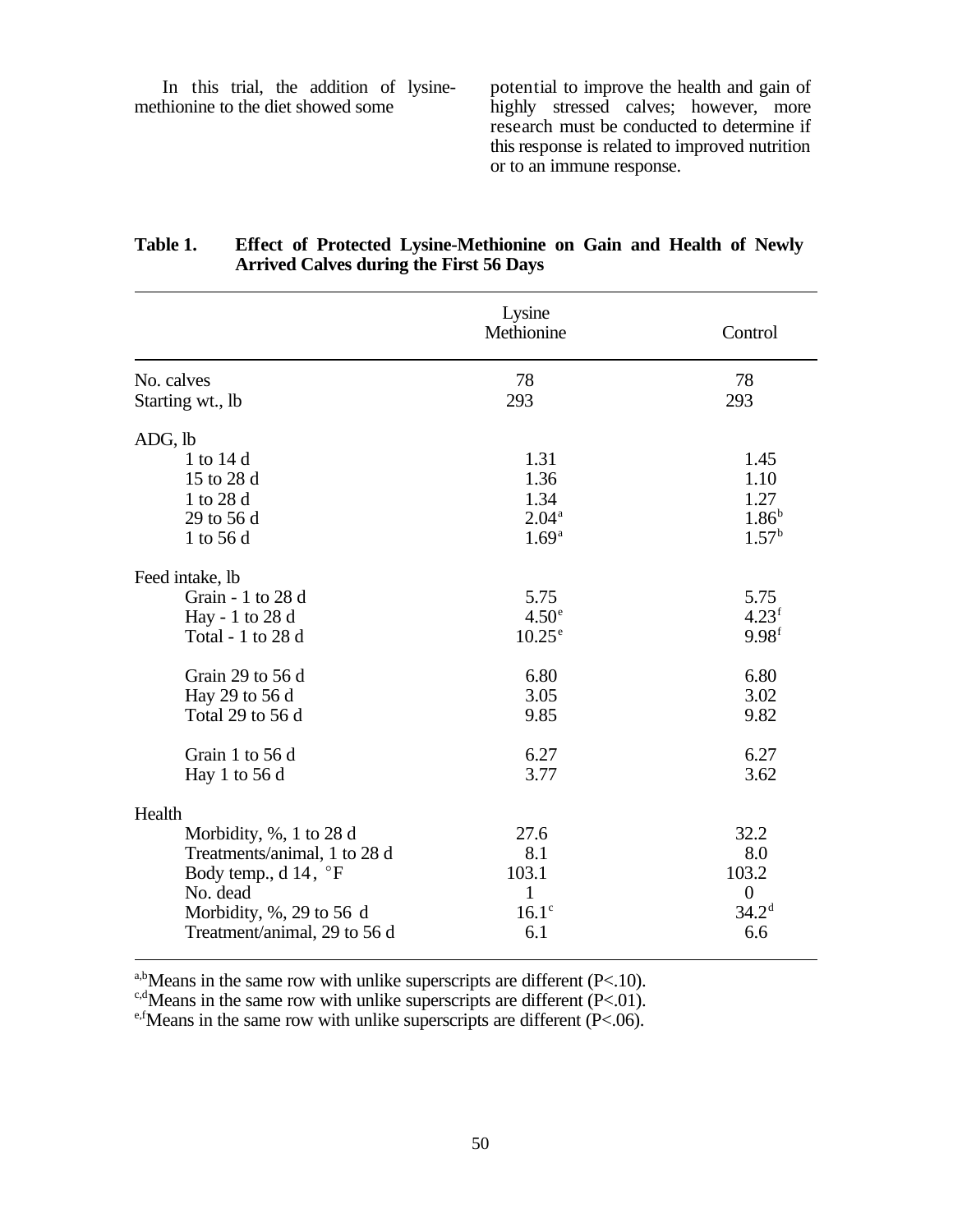In this trial, the addition of lysine-methionine to the diet showed some potential to improve the health and gain of highly stressed calves; however, more research must be conducted to determine if this response is related to improved nutrition or to an immune response.

**Table 1. Effect of Protected Lysine-Methionine on Gain and Health of Newly Arrived Calves during the First 56 Days**

| | Lysine Methionine | Control |
|---|---|---|
| No. calves | 78 | 78 |
| Starting wt., lb | 293 | 293 |
| ADG, lb | | |
| 1 to 14 d | 1.31 | 1.45 |
| 15 to 28 d | 1.36 | 1.10 |
| 1 to 28 d | 1.34 | 1.27 |
| 29 to 56 d | 2.04[a] | 1.86[b] |
| 1 to 56 d | 1.69[a] | 1.57[b] |
| Feed intake, lb | | |
| Grain - 1 to 28 d | 5.75 | 5.75 |
| Hay - 1 to 28 d | 4.50[e] | 4.23[f] |
| Total - 1 to 28 d | 10.25[e] | 9.98[f] |
| Grain 29 to 56 d | 6.80 | 6.80 |
| Hay 29 to 56 d | 3.05 | 3.02 |
| Total 29 to 56 d | 9.85 | 9.82 |
| Grain 1 to 56 d | 6.27 | 6.27 |
| Hay 1 to 56 d | 3.77 | 3.62 |
| Health | | |
| Morbidity, %, 1 to 28 d | 27.6 | 32.2 |
| Treatments/animal, 1 to 28 d | 8.1 | 8.0 |
| Body temp., d 14, °F | 103.1 | 103.2 |
| No. dead | 1 | 0 |
| Morbidity, %, 29 to 56 d | 16.1[c] | 34.2[d] |
| Treatment/animal, 29 to 56 d | 6.1 | 6.6 |

[a,b]Means in the same row with unlike superscripts are different ($P<.10$).
[c,d]Means in the same row with unlike superscripts are different ($P<.01$).
[e,f]Means in the same row with unlike superscripts are different ($P<.06$).